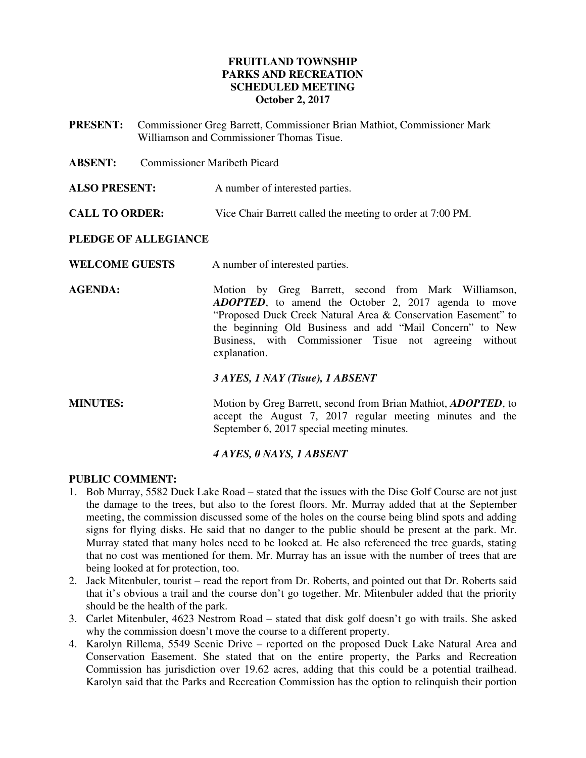# FRUITLAND TOWNSHIP
# PARKS AND RECREATION
# SCHEDULED MEETING
# October 2, 2017

**PRESENT:** Commissioner Greg Barrett, Commissioner Brian Mathiot, Commissioner Mark Williamson and Commissioner Thomas Tisue.

**ABSENT:** Commissioner Maribeth Picard

**ALSO PRESENT:** A number of interested parties.

**CALL TO ORDER:** Vice Chair Barrett called the meeting to order at 7:00 PM.

**PLEDGE OF ALLEGIANCE**

**WELCOME GUESTS** A number of interested parties.

**AGENDA:** Motion by Greg Barrett, second from Mark Williamson, ***ADOPTED***, to amend the October 2, 2017 agenda to move "Proposed Duck Creek Natural Area & Conservation Easement" to the beginning Old Business and add "Mail Concern" to New Business, with Commissioner Tisue not agreeing without explanation.

***3 AYES, 1 NAY (Tisue), 1 ABSENT***

**MINUTES:** Motion by Greg Barrett, second from Brian Mathiot, ***ADOPTED***, to accept the August 7, 2017 regular meeting minutes and the September 6, 2017 special meeting minutes.

***4 AYES, 0 NAYS, 1 ABSENT***

**PUBLIC COMMENT:**

1. Bob Murray, 5582 Duck Lake Road – stated that the issues with the Disc Golf Course are not just the damage to the trees, but also to the forest floors. Mr. Murray added that at the September meeting, the commission discussed some of the holes on the course being blind spots and adding signs for flying disks. He said that no danger to the public should be present at the park. Mr. Murray stated that many holes need to be looked at. He also referenced the tree guards, stating that no cost was mentioned for them. Mr. Murray has an issue with the number of trees that are being looked at for protection, too.
2. Jack Mitenbuler, tourist – read the report from Dr. Roberts, and pointed out that Dr. Roberts said that it's obvious a trail and the course don't go together. Mr. Mitenbuler added that the priority should be the health of the park.
3. Carlet Mitenbuler, 4623 Nestrom Road – stated that disk golf doesn't go with trails. She asked why the commission doesn't move the course to a different property.
4. Karolyn Rillema, 5549 Scenic Drive – reported on the proposed Duck Lake Natural Area and Conservation Easement. She stated that on the entire property, the Parks and Recreation Commission has jurisdiction over 19.62 acres, adding that this could be a potential trailhead. Karolyn said that the Parks and Recreation Commission has the option to relinquish their portion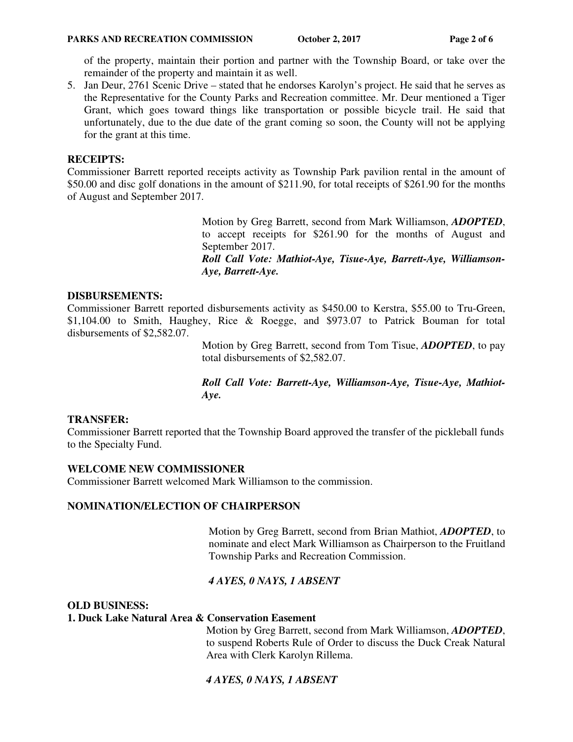of the property, maintain their portion and partner with the Township Board, or take over the remainder of the property and maintain it as well.

5. Jan Deur, 2761 Scenic Drive – stated that he endorses Karolyn's project. He said that he serves as the Representative for the County Parks and Recreation committee. Mr. Deur mentioned a Tiger Grant, which goes toward things like transportation or possible bicycle trail. He said that unfortunately, due to the due date of the grant coming so soon, the County will not be applying for the grant at this time.

**RECEIPTS:**

Commissioner Barrett reported receipts activity as Township Park pavilion rental in the amount of $50.00 and disc golf donations in the amount of $211.90, for total receipts of $261.90 for the months of August and September 2017.

> Motion by Greg Barrett, second from Mark Williamson, ***ADOPTED***, to accept receipts for $261.90 for the months of August and September 2017.
> ***Roll Call Vote: Mathiot-Aye, Tisue-Aye, Barrett-Aye, Williamson-Aye, Barrett-Aye.***

**DISBURSEMENTS:**

Commissioner Barrett reported disbursements activity as $450.00 to Kerstra, $55.00 to Tru-Green, $1,104.00 to Smith, Haughey, Rice & Roegge, and $973.07 to Patrick Bouman for total disbursements of $2,582.07.

> Motion by Greg Barrett, second from Tom Tisue, ***ADOPTED***, to pay total disbursements of $2,582.07.
>
> ***Roll Call Vote: Barrett-Aye, Williamson-Aye, Tisue-Aye, Mathiot-Aye.***

**TRANSFER:**

Commissioner Barrett reported that the Township Board approved the transfer of the pickleball funds to the Specialty Fund.

**WELCOME NEW COMMISSIONER**

Commissioner Barrett welcomed Mark Williamson to the commission.

**NOMINATION/ELECTION OF CHAIRPERSON**

> Motion by Greg Barrett, second from Brian Mathiot, ***ADOPTED***, to nominate and elect Mark Williamson as Chairperson to the Fruitland Township Parks and Recreation Commission.
>
> ***4 AYES, 0 NAYS, 1 ABSENT***

**OLD BUSINESS:**

**1. Duck Lake Natural Area & Conservation Easement**

> Motion by Greg Barrett, second from Mark Williamson, ***ADOPTED***, to suspend Roberts Rule of Order to discuss the Duck Creak Natural Area with Clerk Karolyn Rillema.
>
> ***4 AYES, 0 NAYS, 1 ABSENT***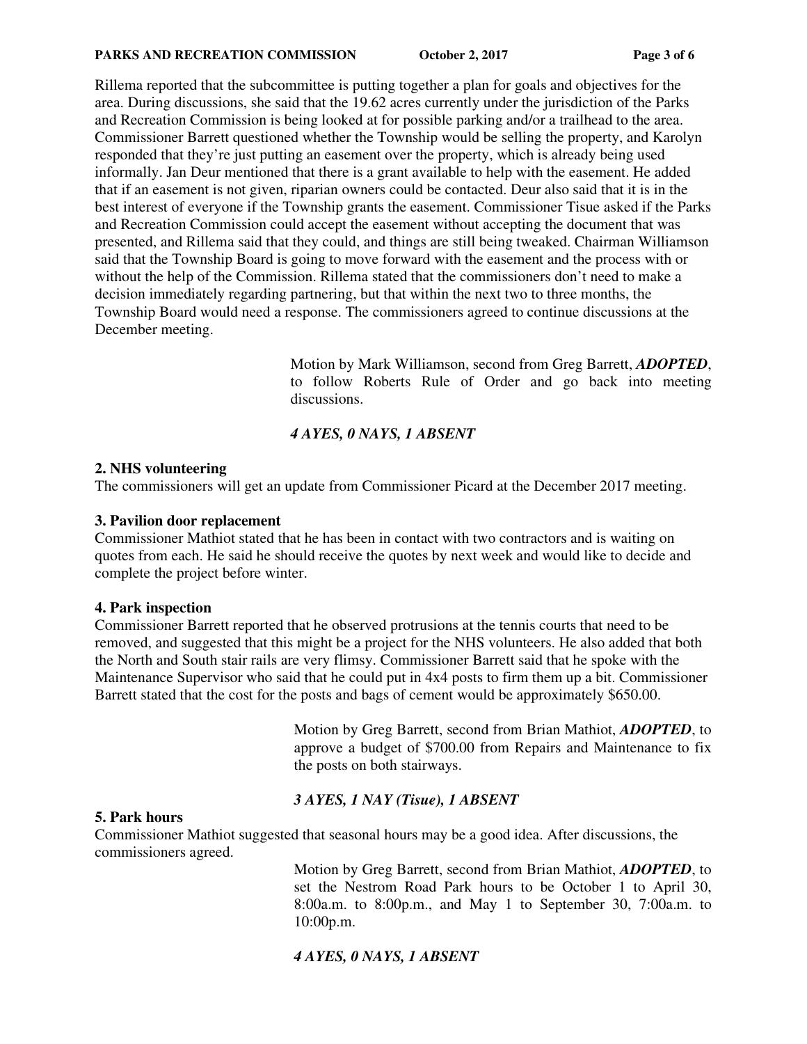Rillema reported that the subcommittee is putting together a plan for goals and objectives for the area. During discussions, she said that the 19.62 acres currently under the jurisdiction of the Parks and Recreation Commission is being looked at for possible parking and/or a trailhead to the area. Commissioner Barrett questioned whether the Township would be selling the property, and Karolyn responded that they're just putting an easement over the property, which is already being used informally. Jan Deur mentioned that there is a grant available to help with the easement. He added that if an easement is not given, riparian owners could be contacted. Deur also said that it is in the best interest of everyone if the Township grants the easement. Commissioner Tisue asked if the Parks and Recreation Commission could accept the easement without accepting the document that was presented, and Rillema said that they could, and things are still being tweaked. Chairman Williamson said that the Township Board is going to move forward with the easement and the process with or without the help of the Commission. Rillema stated that the commissioners don't need to make a decision immediately regarding partnering, but that within the next two to three months, the Township Board would need a response. The commissioners agreed to continue discussions at the December meeting.

> Motion by Mark Williamson, second from Greg Barrett, ***ADOPTED***, to follow Roberts Rule of Order and go back into meeting discussions.
>
> ***4 AYES, 0 NAYS, 1 ABSENT***

**2. NHS volunteering**

The commissioners will get an update from Commissioner Picard at the December 2017 meeting.

**3. Pavilion door replacement**

Commissioner Mathiot stated that he has been in contact with two contractors and is waiting on quotes from each. He said he should receive the quotes by next week and would like to decide and complete the project before winter.

**4. Park inspection**

Commissioner Barrett reported that he observed protrusions at the tennis courts that need to be removed, and suggested that this might be a project for the NHS volunteers. He also added that both the North and South stair rails are very flimsy. Commissioner Barrett said that he spoke with the Maintenance Supervisor who said that he could put in 4x4 posts to firm them up a bit. Commissioner Barrett stated that the cost for the posts and bags of cement would be approximately $650.00.

> Motion by Greg Barrett, second from Brian Mathiot, ***ADOPTED***, to approve a budget of $700.00 from Repairs and Maintenance to fix the posts on both stairways.
>
> ***3 AYES, 1 NAY (Tisue), 1 ABSENT***

**5. Park hours**

Commissioner Mathiot suggested that seasonal hours may be a good idea. After discussions, the commissioners agreed.

> Motion by Greg Barrett, second from Brian Mathiot, ***ADOPTED***, to set the Nestrom Road Park hours to be October 1 to April 30, 8:00a.m. to 8:00p.m., and May 1 to September 30, 7:00a.m. to 10:00p.m.
>
> ***4 AYES, 0 NAYS, 1 ABSENT***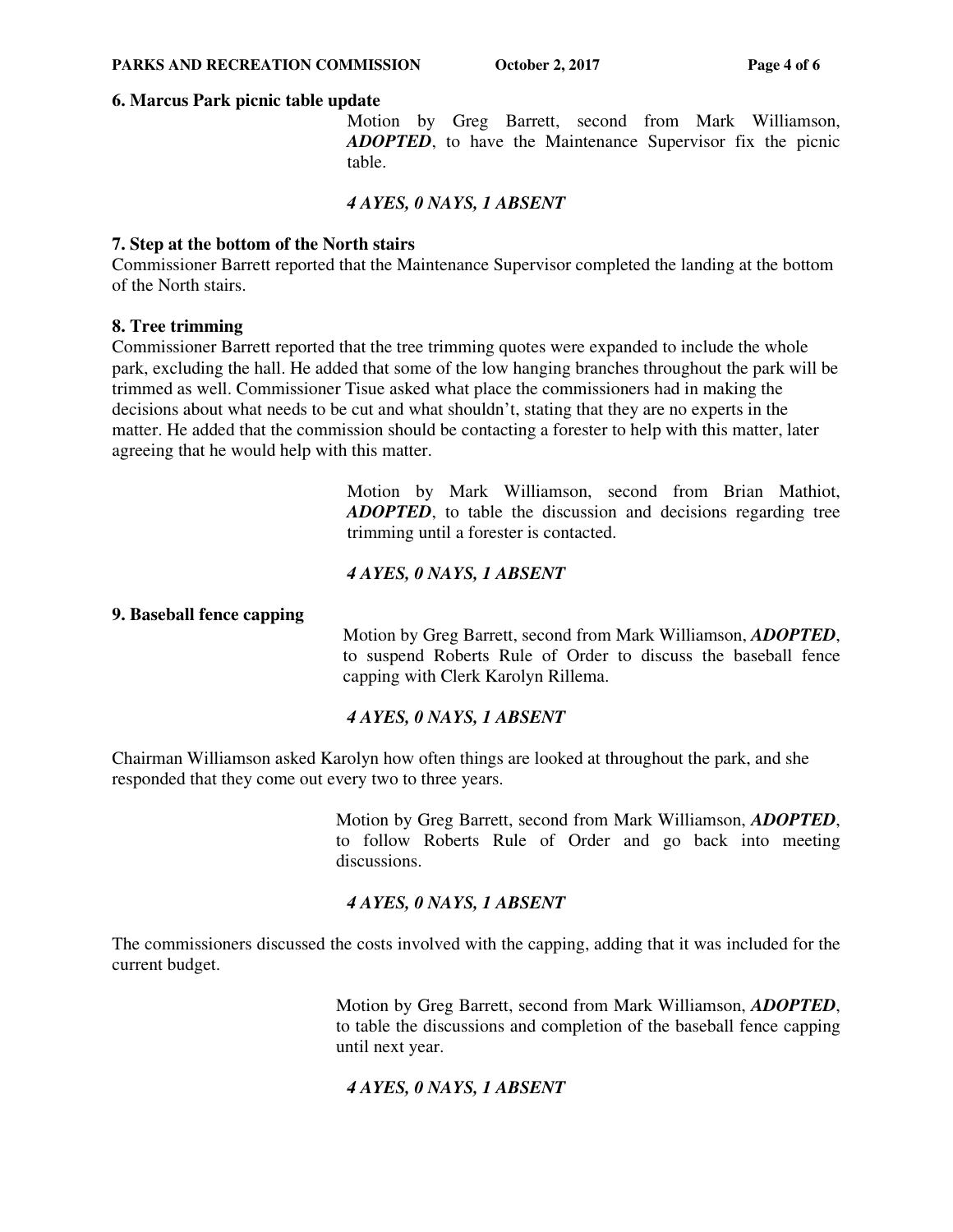**6. Marcus Park picnic table update**

Motion by Greg Barrett, second from Mark Williamson, ***ADOPTED***, to have the Maintenance Supervisor fix the picnic table.

***4 AYES, 0 NAYS, 1 ABSENT***

**7. Step at the bottom of the North stairs**

Commissioner Barrett reported that the Maintenance Supervisor completed the landing at the bottom of the North stairs.

**8. Tree trimming**

Commissioner Barrett reported that the tree trimming quotes were expanded to include the whole park, excluding the hall. He added that some of the low hanging branches throughout the park will be trimmed as well. Commissioner Tisue asked what place the commissioners had in making the decisions about what needs to be cut and what shouldn't, stating that they are no experts in the matter. He added that the commission should be contacting a forester to help with this matter, later agreeing that he would help with this matter.

Motion by Mark Williamson, second from Brian Mathiot, ***ADOPTED***, to table the discussion and decisions regarding tree trimming until a forester is contacted.

***4 AYES, 0 NAYS, 1 ABSENT***

**9. Baseball fence capping**

Motion by Greg Barrett, second from Mark Williamson, ***ADOPTED***, to suspend Roberts Rule of Order to discuss the baseball fence capping with Clerk Karolyn Rillema.

***4 AYES, 0 NAYS, 1 ABSENT***

Chairman Williamson asked Karolyn how often things are looked at throughout the park, and she responded that they come out every two to three years.

Motion by Greg Barrett, second from Mark Williamson, ***ADOPTED***, to follow Roberts Rule of Order and go back into meeting discussions.

***4 AYES, 0 NAYS, 1 ABSENT***

The commissioners discussed the costs involved with the capping, adding that it was included for the current budget.

Motion by Greg Barrett, second from Mark Williamson, ***ADOPTED***, to table the discussions and completion of the baseball fence capping until next year.

***4 AYES, 0 NAYS, 1 ABSENT***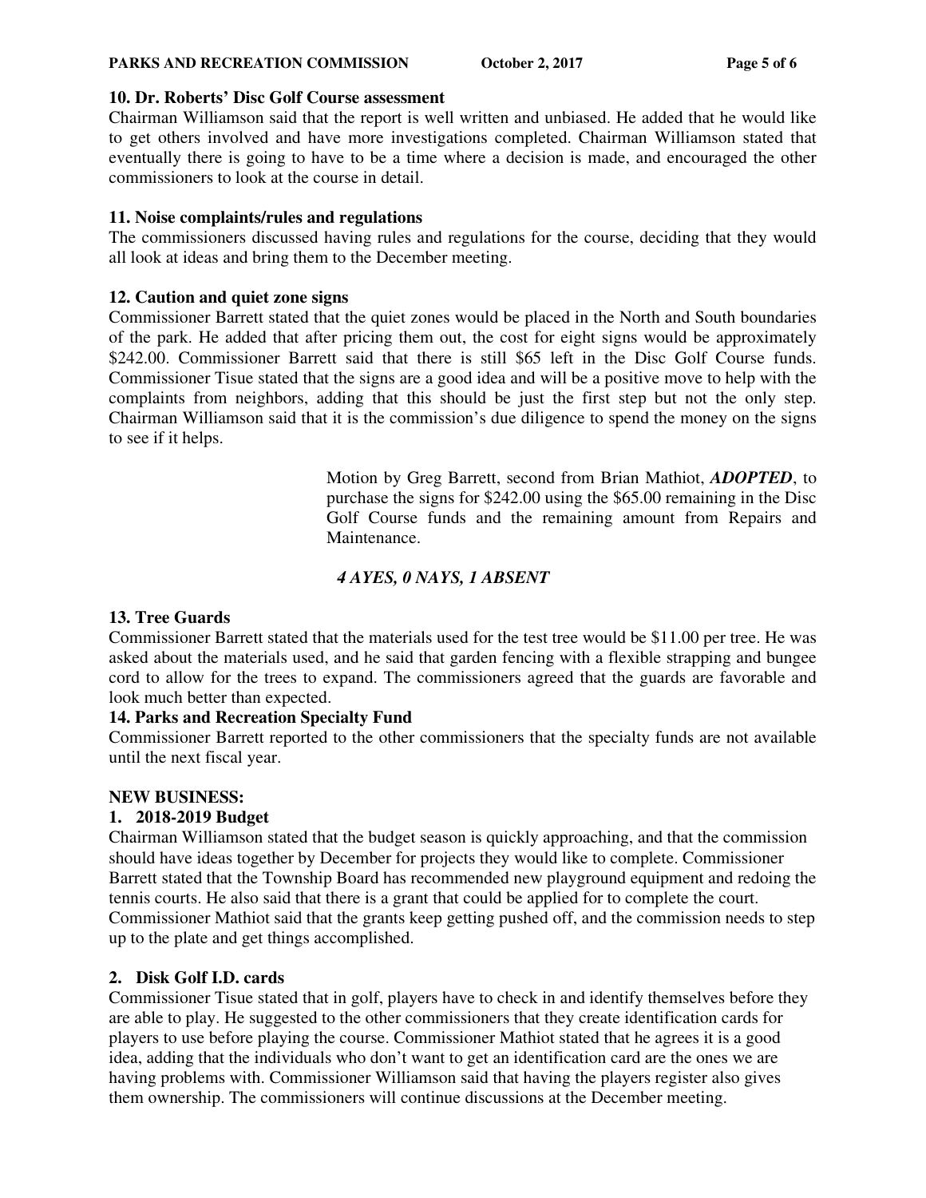**10. Dr. Roberts' Disc Golf Course assessment**

Chairman Williamson said that the report is well written and unbiased. He added that he would like to get others involved and have more investigations completed. Chairman Williamson stated that eventually there is going to have to be a time where a decision is made, and encouraged the other commissioners to look at the course in detail.

**11. Noise complaints/rules and regulations**

The commissioners discussed having rules and regulations for the course, deciding that they would all look at ideas and bring them to the December meeting.

**12. Caution and quiet zone signs**

Commissioner Barrett stated that the quiet zones would be placed in the North and South boundaries of the park. He added that after pricing them out, the cost for eight signs would be approximately $242.00. Commissioner Barrett said that there is still $65 left in the Disc Golf Course funds. Commissioner Tisue stated that the signs are a good idea and will be a positive move to help with the complaints from neighbors, adding that this should be just the first step but not the only step. Chairman Williamson said that it is the commission's due diligence to spend the money on the signs to see if it helps.

Motion by Greg Barrett, second from Brian Mathiot, ***ADOPTED***, to purchase the signs for $242.00 using the $65.00 remaining in the Disc Golf Course funds and the remaining amount from Repairs and Maintenance.

***4 AYES, 0 NAYS, 1 ABSENT***

**13. Tree Guards**

Commissioner Barrett stated that the materials used for the test tree would be $11.00 per tree. He was asked about the materials used, and he said that garden fencing with a flexible strapping and bungee cord to allow for the trees to expand. The commissioners agreed that the guards are favorable and look much better than expected.

**14. Parks and Recreation Specialty Fund**

Commissioner Barrett reported to the other commissioners that the specialty funds are not available until the next fiscal year.

**NEW BUSINESS:**

**1. 2018-2019 Budget**

Chairman Williamson stated that the budget season is quickly approaching, and that the commission should have ideas together by December for projects they would like to complete. Commissioner Barrett stated that the Township Board has recommended new playground equipment and redoing the tennis courts. He also said that there is a grant that could be applied for to complete the court. Commissioner Mathiot said that the grants keep getting pushed off, and the commission needs to step up to the plate and get things accomplished.

**2. Disk Golf I.D. cards**

Commissioner Tisue stated that in golf, players have to check in and identify themselves before they are able to play. He suggested to the other commissioners that they create identification cards for players to use before playing the course. Commissioner Mathiot stated that he agrees it is a good idea, adding that the individuals who don't want to get an identification card are the ones we are having problems with. Commissioner Williamson said that having the players register also gives them ownership. The commissioners will continue discussions at the December meeting.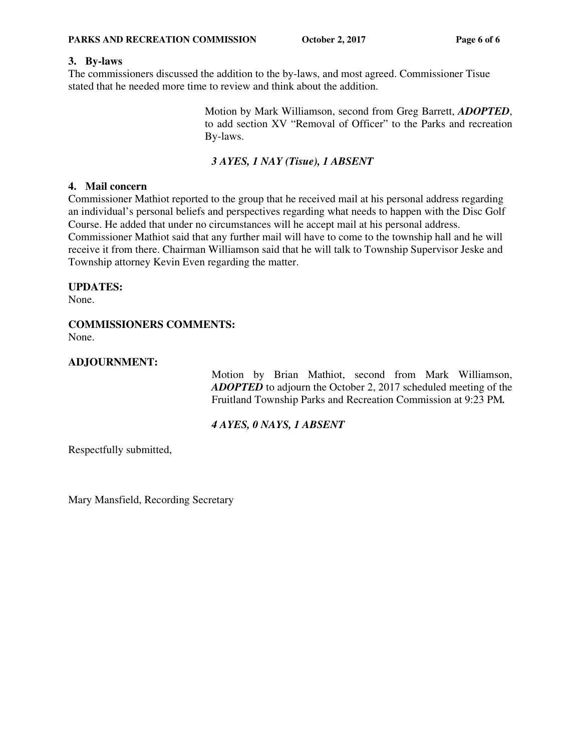### 3. By-laws

The commissioners discussed the addition to the by-laws, and most agreed. Commissioner Tisue stated that he needed more time to review and think about the addition.

> Motion by Mark Williamson, second from Greg Barrett, ***ADOPTED***, to add section XV "Removal of Officer" to the Parks and recreation By-laws.
>
> ***3 AYES, 1 NAY (Tisue), 1 ABSENT***

### 4. Mail concern

Commissioner Mathiot reported to the group that he received mail at his personal address regarding an individual's personal beliefs and perspectives regarding what needs to happen with the Disc Golf Course. He added that under no circumstances will he accept mail at his personal address. Commissioner Mathiot said that any further mail will have to come to the township hall and he will receive it from there. Chairman Williamson said that he will talk to Township Supervisor Jeske and Township attorney Kevin Even regarding the matter.

**UPDATES:**

None.

**COMMISSIONERS COMMENTS:**

None.

**ADJOURNMENT:**

> Motion by Brian Mathiot, second from Mark Williamson, ***ADOPTED*** to adjourn the October 2, 2017 scheduled meeting of the Fruitland Township Parks and Recreation Commission at 9:23 PM**.**
>
> ***4 AYES, 0 NAYS, 1 ABSENT***

Respectfully submitted,

Mary Mansfield, Recording Secretary